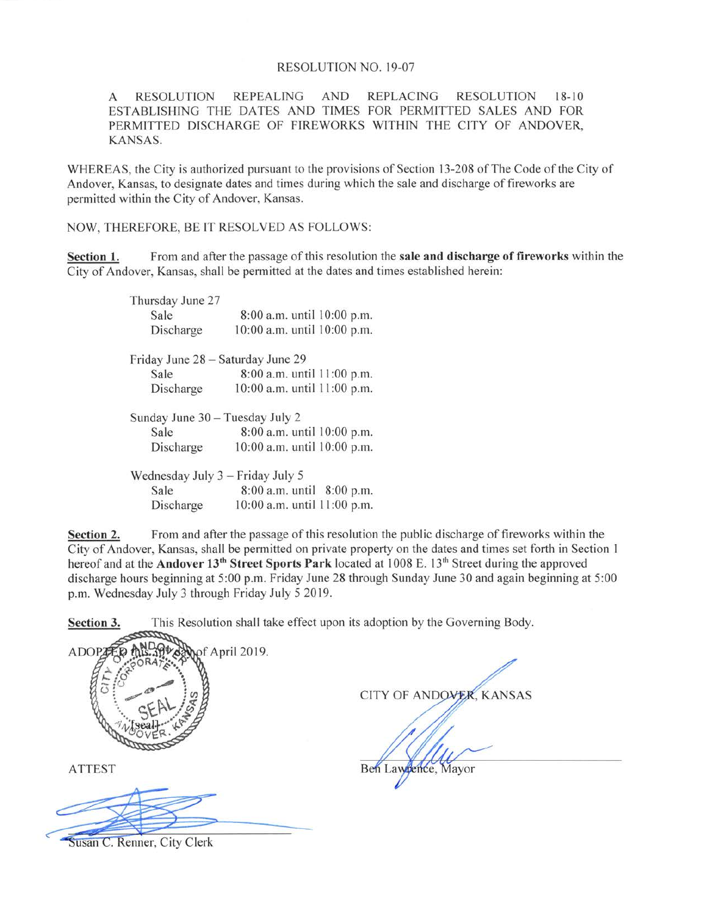# RESOLUTION NO. 19-07

A RESOLUTION REPEALING AND REPLACING RESOLUTION 18-10 ESTABLISHING THE DATES AND TIMES FOR PERMITTED SALES AND FOR PERMITTED DISCHARGE OF FIREWORKS WITHIN THE CITY OF ANDOVER, KANSAS.

WHEREAS, the City is authorized pursuant to the provisions of Section 13-208 of The Code of the City of Andover, Kansas, to designate dates and times during which the sale and discharge of fireworks are permitted within the City of Andover, Kansas.

NOW, THEREFORE, BE IT RESOLVED AS FOLLOWS:

**Section 1.** From and after the passage of this resolution the **sale and discharge of fireworks** within the City of Andover, Kansas, shall be permitted at the dates and times established herein:

Thursday June 27
- Sale: 8:00 a.m. until 10:00 p.m.
- Discharge: 10:00 a.m. until 10:00 p.m.

Friday June 28 – Saturday June 29
- Sale: 8:00 a.m. until 11:00 p.m.
- Discharge: 10:00 a.m. until 11:00 p.m.

Sunday June 30 – Tuesday July 2
- Sale: 8:00 a.m. until 10:00 p.m.
- Discharge: 10:00 a.m. until 10:00 p.m.

Wednesday July 3 – Friday July 5
- Sale: 8:00 a.m. until 8:00 p.m.
- Discharge: 10:00 a.m. until 11:00 p.m.

**Section 2.** From and after the passage of this resolution the public discharge of fireworks within the City of Andover, Kansas, shall be permitted on private property on the dates and times set forth in Section 1 hereof and at the **Andover 13th Street Sports Park** located at 1008 E. 13th Street during the approved discharge hours beginning at 5:00 p.m. Friday June 28 through Sunday June 30 and again beginning at 5:00 p.m. Wednesday July 3 through Friday July 5 2019.

**Section 3.** This Resolution shall take effect upon its adoption by the Governing Body.

ADOPTED this 30th day of April 2019.

[seal]

CITY OF ANDOVER, KANSAS

Ben Lawrence, Mayor

ATTEST

Susan C. Renner, City Clerk